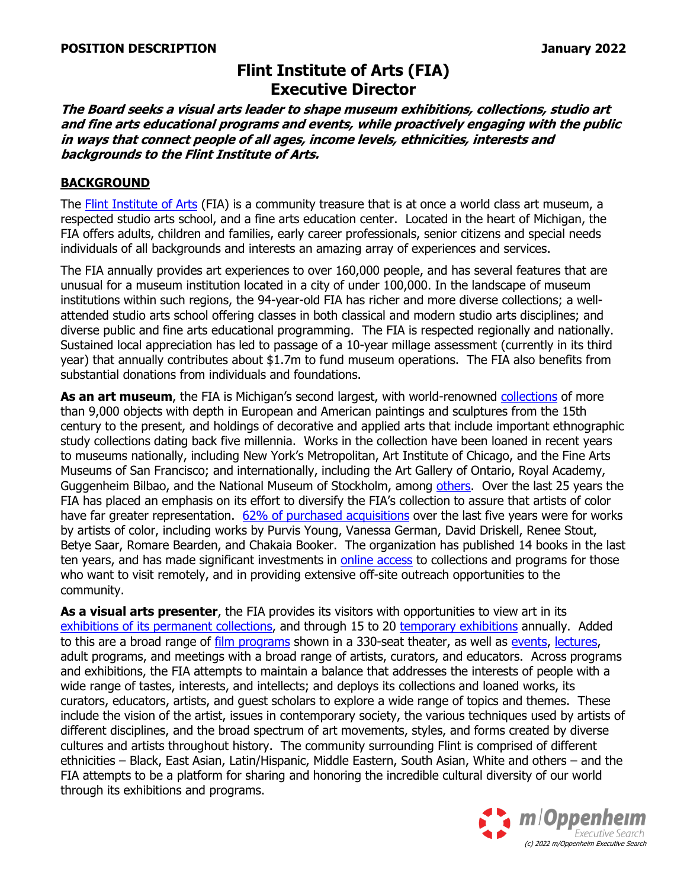**POSITION DESCRIPTION** January 2022

# Flint Institute of Arts (FIA)
# Executive Director

***The Board seeks a visual arts leader to shape museum exhibitions, collections, studio art and fine arts educational programs and events, while proactively engaging with the public in ways that connect people of all ages, income levels, ethnicities, interests and backgrounds to the Flint Institute of Arts.***

## BACKGROUND

The Flint Institute of Arts (FIA) is a community treasure that is at once a world class art museum, a respected studio arts school, and a fine arts education center. Located in the heart of Michigan, the FIA offers adults, children and families, early career professionals, senior citizens and special needs individuals of all backgrounds and interests an amazing array of experiences and services.

The FIA annually provides art experiences to over 160,000 people, and has several features that are unusual for a museum institution located in a city of under 100,000. In the landscape of museum institutions within such regions, the 94-year-old FIA has richer and more diverse collections; a well-attended studio arts school offering classes in both classical and modern studio arts disciplines; and diverse public and fine arts educational programming. The FIA is respected regionally and nationally. Sustained local appreciation has led to passage of a 10-year millage assessment (currently in its third year) that annually contributes about $1.7m to fund museum operations. The FIA also benefits from substantial donations from individuals and foundations.

**As an art museum**, the FIA is Michigan's second largest, with world-renowned collections of more than 9,000 objects with depth in European and American paintings and sculptures from the 15th century to the present, and holdings of decorative and applied arts that include important ethnographic study collections dating back five millennia. Works in the collection have been loaned in recent years to museums nationally, including New York's Metropolitan, Art Institute of Chicago, and the Fine Arts Museums of San Francisco; and internationally, including the Art Gallery of Ontario, Royal Academy, Guggenheim Bilbao, and the National Museum of Stockholm, among others. Over the last 25 years the FIA has placed an emphasis on its effort to diversify the FIA's collection to assure that artists of color have far greater representation. 62% of purchased acquisitions over the last five years were for works by artists of color, including works by Purvis Young, Vanessa German, David Driskell, Renee Stout, Betye Saar, Romare Bearden, and Chakaia Booker. The organization has published 14 books in the last ten years, and has made significant investments in online access to collections and programs for those who want to visit remotely, and in providing extensive off-site outreach opportunities to the community.

**As a visual arts presenter**, the FIA provides its visitors with opportunities to view art in its exhibitions of its permanent collections, and through 15 to 20 temporary exhibitions annually. Added to this are a broad range of film programs shown in a 330-seat theater, as well as events, lectures, adult programs, and meetings with a broad range of artists, curators, and educators. Across programs and exhibitions, the FIA attempts to maintain a balance that addresses the interests of people with a wide range of tastes, interests, and intellects; and deploys its collections and loaned works, its curators, educators, artists, and guest scholars to explore a wide range of topics and themes. These include the vision of the artist, issues in contemporary society, the various techniques used by artists of different disciplines, and the broad spectrum of art movements, styles, and forms created by diverse cultures and artists throughout history. The community surrounding Flint is comprised of different ethnicities – Black, East Asian, Latin/Hispanic, Middle Eastern, South Asian, White and others – and the FIA attempts to be a platform for sharing and honoring the incredible cultural diversity of our world through its exhibitions and programs.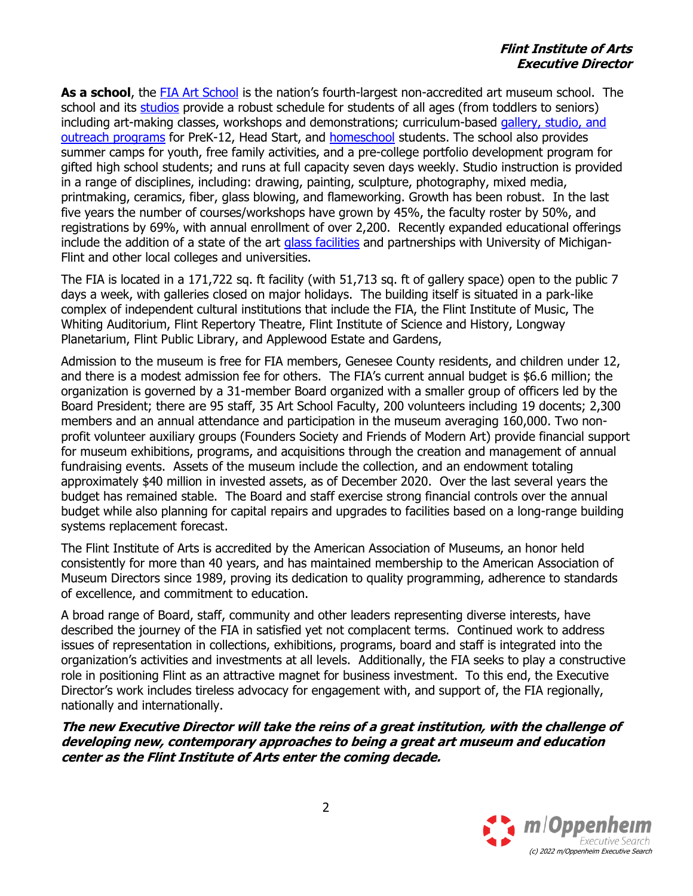**As a school**, the FIA Art School is the nation's fourth-largest non-accredited art museum school. The school and its studios provide a robust schedule for students of all ages (from toddlers to seniors) including art-making classes, workshops and demonstrations; curriculum-based gallery, studio, and outreach programs for PreK-12, Head Start, and homeschool students. The school also provides summer camps for youth, free family activities, and a pre-college portfolio development program for gifted high school students; and runs at full capacity seven days weekly. Studio instruction is provided in a range of disciplines, including: drawing, painting, sculpture, photography, mixed media, printmaking, ceramics, fiber, glass blowing, and flameworking. Growth has been robust. In the last five years the number of courses/workshops have grown by 45%, the faculty roster by 50%, and registrations by 69%, with annual enrollment of over 2,200. Recently expanded educational offerings include the addition of a state of the art glass facilities and partnerships with University of Michigan-Flint and other local colleges and universities.

The FIA is located in a 171,722 sq. ft facility (with 51,713 sq. ft of gallery space) open to the public 7 days a week, with galleries closed on major holidays. The building itself is situated in a park-like complex of independent cultural institutions that include the FIA, the Flint Institute of Music, The Whiting Auditorium, Flint Repertory Theatre, Flint Institute of Science and History, Longway Planetarium, Flint Public Library, and Applewood Estate and Gardens,

Admission to the museum is free for FIA members, Genesee County residents, and children under 12, and there is a modest admission fee for others. The FIA's current annual budget is $6.6 million; the organization is governed by a 31-member Board organized with a smaller group of officers led by the Board President; there are 95 staff, 35 Art School Faculty, 200 volunteers including 19 docents; 2,300 members and an annual attendance and participation in the museum averaging 160,000. Two non-profit volunteer auxiliary groups (Founders Society and Friends of Modern Art) provide financial support for museum exhibitions, programs, and acquisitions through the creation and management of annual fundraising events. Assets of the museum include the collection, and an endowment totaling approximately $40 million in invested assets, as of December 2020. Over the last several years the budget has remained stable. The Board and staff exercise strong financial controls over the annual budget while also planning for capital repairs and upgrades to facilities based on a long-range building systems replacement forecast.

The Flint Institute of Arts is accredited by the American Association of Museums, an honor held consistently for more than 40 years, and has maintained membership to the American Association of Museum Directors since 1989, proving its dedication to quality programming, adherence to standards of excellence, and commitment to education.

A broad range of Board, staff, community and other leaders representing diverse interests, have described the journey of the FIA in satisfied yet not complacent terms. Continued work to address issues of representation in collections, exhibitions, programs, board and staff is integrated into the organization's activities and investments at all levels. Additionally, the FIA seeks to play a constructive role in positioning Flint as an attractive magnet for business investment. To this end, the Executive Director's work includes tireless advocacy for engagement with, and support of, the FIA regionally, nationally and internationally.

***The new Executive Director will take the reins of a great institution, with the challenge of developing new, contemporary approaches to being a great art museum and education center as the Flint Institute of Arts enter the coming decade.***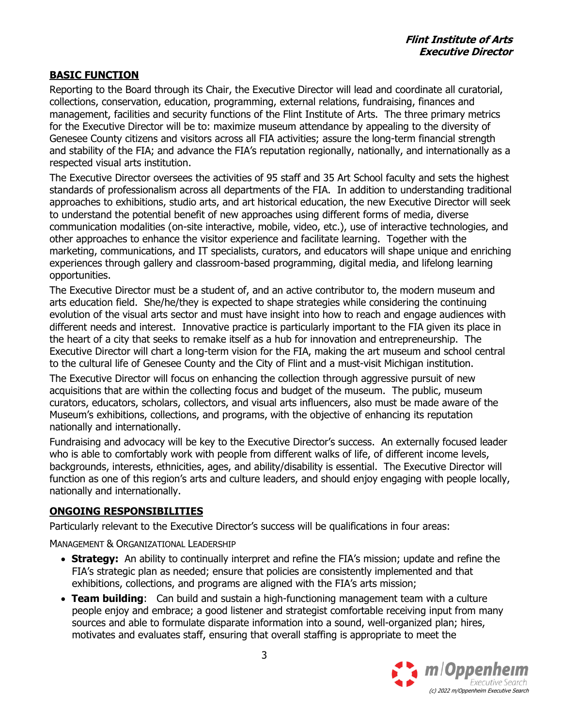## BASIC FUNCTION

Reporting to the Board through its Chair, the Executive Director will lead and coordinate all curatorial, collections, conservation, education, programming, external relations, fundraising, finances and management, facilities and security functions of the Flint Institute of Arts. The three primary metrics for the Executive Director will be to: maximize museum attendance by appealing to the diversity of Genesee County citizens and visitors across all FIA activities; assure the long-term financial strength and stability of the FIA; and advance the FIA's reputation regionally, nationally, and internationally as a respected visual arts institution.

The Executive Director oversees the activities of 95 staff and 35 Art School faculty and sets the highest standards of professionalism across all departments of the FIA. In addition to understanding traditional approaches to exhibitions, studio arts, and art historical education, the new Executive Director will seek to understand the potential benefit of new approaches using different forms of media, diverse communication modalities (on-site interactive, mobile, video, etc.), use of interactive technologies, and other approaches to enhance the visitor experience and facilitate learning. Together with the marketing, communications, and IT specialists, curators, and educators will shape unique and enriching experiences through gallery and classroom-based programming, digital media, and lifelong learning opportunities.

The Executive Director must be a student of, and an active contributor to, the modern museum and arts education field. She/he/they is expected to shape strategies while considering the continuing evolution of the visual arts sector and must have insight into how to reach and engage audiences with different needs and interest. Innovative practice is particularly important to the FIA given its place in the heart of a city that seeks to remake itself as a hub for innovation and entrepreneurship. The Executive Director will chart a long-term vision for the FIA, making the art museum and school central to the cultural life of Genesee County and the City of Flint and a must-visit Michigan institution.

The Executive Director will focus on enhancing the collection through aggressive pursuit of new acquisitions that are within the collecting focus and budget of the museum. The public, museum curators, educators, scholars, collectors, and visual arts influencers, also must be made aware of the Museum's exhibitions, collections, and programs, with the objective of enhancing its reputation nationally and internationally.

Fundraising and advocacy will be key to the Executive Director's success. An externally focused leader who is able to comfortably work with people from different walks of life, of different income levels, backgrounds, interests, ethnicities, ages, and ability/disability is essential. The Executive Director will function as one of this region's arts and culture leaders, and should enjoy engaging with people locally, nationally and internationally.

## ONGOING RESPONSIBILITIES

Particularly relevant to the Executive Director's success will be qualifications in four areas:

MANAGEMENT & ORGANIZATIONAL LEADERSHIP

- **Strategy:** An ability to continually interpret and refine the FIA's mission; update and refine the FIA's strategic plan as needed; ensure that policies are consistently implemented and that exhibitions, collections, and programs are aligned with the FIA's arts mission;
- **Team building**: Can build and sustain a high-functioning management team with a culture people enjoy and embrace; a good listener and strategist comfortable receiving input from many sources and able to formulate disparate information into a sound, well-organized plan; hires, motivates and evaluates staff, ensuring that overall staffing is appropriate to meet the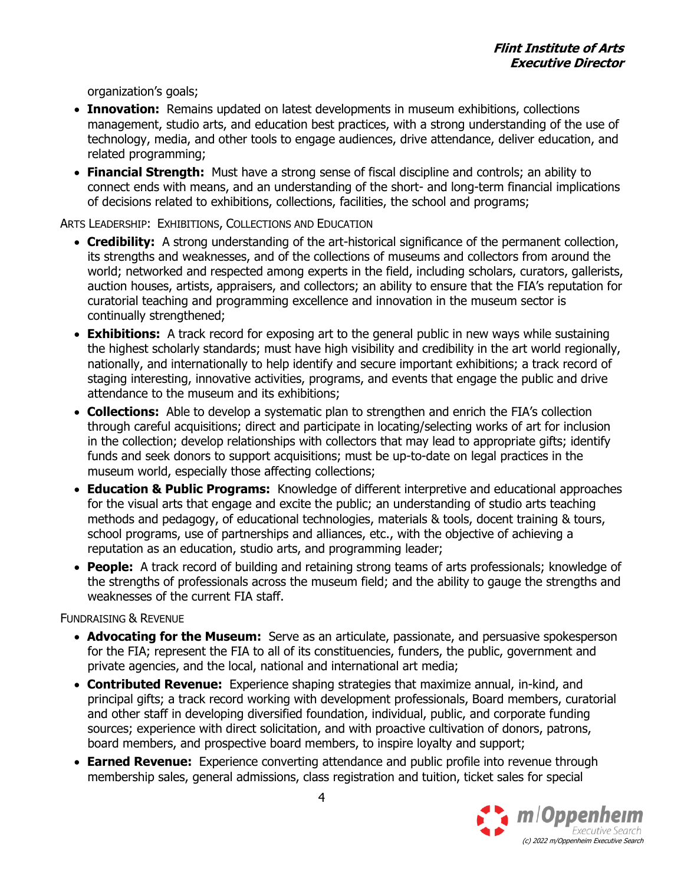organization's goals;

- **Innovation:** Remains updated on latest developments in museum exhibitions, collections management, studio arts, and education best practices, with a strong understanding of the use of technology, media, and other tools to engage audiences, drive attendance, deliver education, and related programming;
- **Financial Strength:** Must have a strong sense of fiscal discipline and controls; an ability to connect ends with means, and an understanding of the short- and long-term financial implications of decisions related to exhibitions, collections, facilities, the school and programs;

ARTS LEADERSHIP: EXHIBITIONS, COLLECTIONS AND EDUCATION

- **Credibility:** A strong understanding of the art-historical significance of the permanent collection, its strengths and weaknesses, and of the collections of museums and collectors from around the world; networked and respected among experts in the field, including scholars, curators, gallerists, auction houses, artists, appraisers, and collectors; an ability to ensure that the FIA's reputation for curatorial teaching and programming excellence and innovation in the museum sector is continually strengthened;
- **Exhibitions:** A track record for exposing art to the general public in new ways while sustaining the highest scholarly standards; must have high visibility and credibility in the art world regionally, nationally, and internationally to help identify and secure important exhibitions; a track record of staging interesting, innovative activities, programs, and events that engage the public and drive attendance to the museum and its exhibitions;
- **Collections:** Able to develop a systematic plan to strengthen and enrich the FIA's collection through careful acquisitions; direct and participate in locating/selecting works of art for inclusion in the collection; develop relationships with collectors that may lead to appropriate gifts; identify funds and seek donors to support acquisitions; must be up-to-date on legal practices in the museum world, especially those affecting collections;
- **Education & Public Programs:** Knowledge of different interpretive and educational approaches for the visual arts that engage and excite the public; an understanding of studio arts teaching methods and pedagogy, of educational technologies, materials & tools, docent training & tours, school programs, use of partnerships and alliances, etc., with the objective of achieving a reputation as an education, studio arts, and programming leader;
- **People:** A track record of building and retaining strong teams of arts professionals; knowledge of the strengths of professionals across the museum field; and the ability to gauge the strengths and weaknesses of the current FIA staff.

FUNDRAISING & REVENUE

- **Advocating for the Museum:** Serve as an articulate, passionate, and persuasive spokesperson for the FIA; represent the FIA to all of its constituencies, funders, the public, government and private agencies, and the local, national and international art media;
- **Contributed Revenue:** Experience shaping strategies that maximize annual, in-kind, and principal gifts; a track record working with development professionals, Board members, curatorial and other staff in developing diversified foundation, individual, public, and corporate funding sources; experience with direct solicitation, and with proactive cultivation of donors, patrons, board members, and prospective board members, to inspire loyalty and support;
- **Earned Revenue:** Experience converting attendance and public profile into revenue through membership sales, general admissions, class registration and tuition, ticket sales for special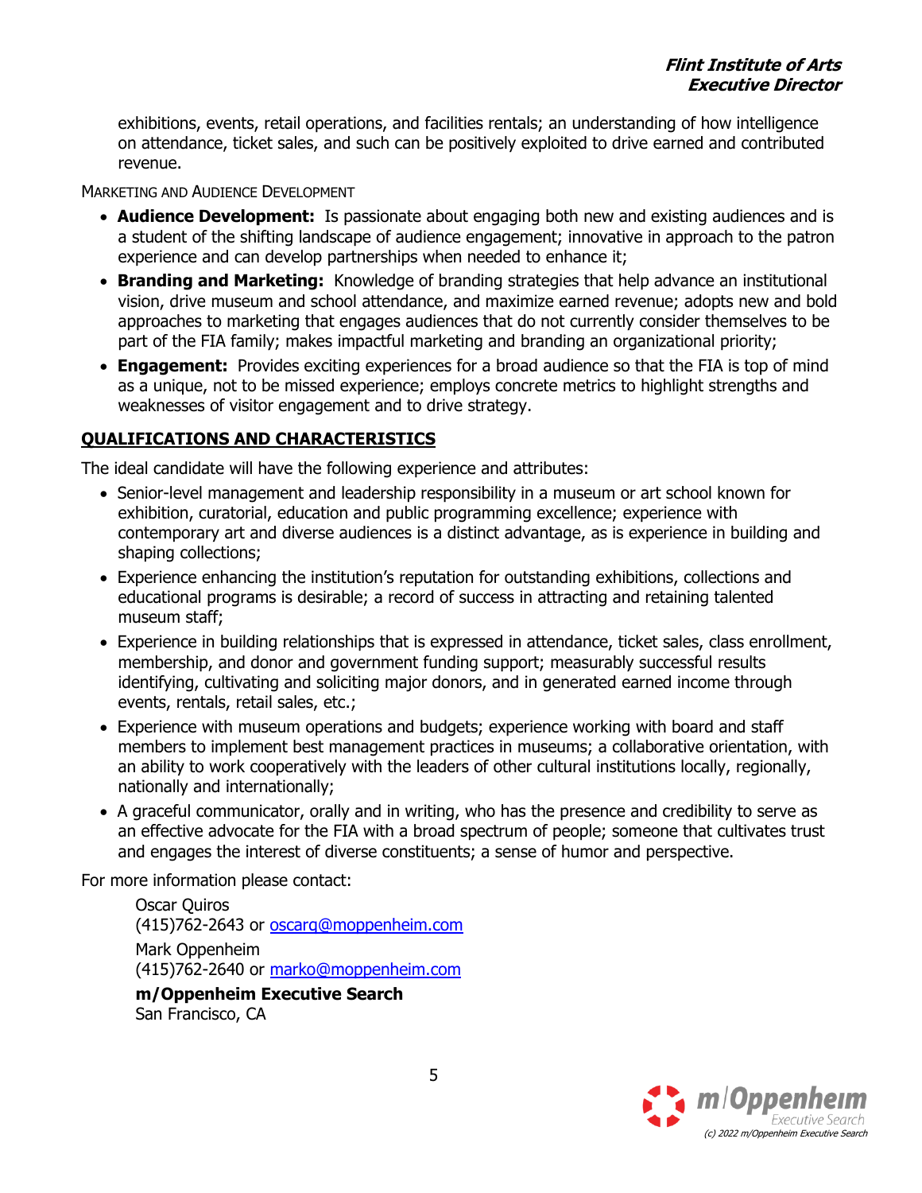exhibitions, events, retail operations, and facilities rentals; an understanding of how intelligence on attendance, ticket sales, and such can be positively exploited to drive earned and contributed revenue.

MARKETING AND AUDIENCE DEVELOPMENT

- **Audience Development:** Is passionate about engaging both new and existing audiences and is a student of the shifting landscape of audience engagement; innovative in approach to the patron experience and can develop partnerships when needed to enhance it;
- **Branding and Marketing:** Knowledge of branding strategies that help advance an institutional vision, drive museum and school attendance, and maximize earned revenue; adopts new and bold approaches to marketing that engages audiences that do not currently consider themselves to be part of the FIA family; makes impactful marketing and branding an organizational priority;
- **Engagement:** Provides exciting experiences for a broad audience so that the FIA is top of mind as a unique, not to be missed experience; employs concrete metrics to highlight strengths and weaknesses of visitor engagement and to drive strategy.

## QUALIFICATIONS AND CHARACTERISTICS

The ideal candidate will have the following experience and attributes:

- Senior-level management and leadership responsibility in a museum or art school known for exhibition, curatorial, education and public programming excellence; experience with contemporary art and diverse audiences is a distinct advantage, as is experience in building and shaping collections;
- Experience enhancing the institution's reputation for outstanding exhibitions, collections and educational programs is desirable; a record of success in attracting and retaining talented museum staff;
- Experience in building relationships that is expressed in attendance, ticket sales, class enrollment, membership, and donor and government funding support; measurably successful results identifying, cultivating and soliciting major donors, and in generated earned income through events, rentals, retail sales, etc.;
- Experience with museum operations and budgets; experience working with board and staff members to implement best management practices in museums; a collaborative orientation, with an ability to work cooperatively with the leaders of other cultural institutions locally, regionally, nationally and internationally;
- A graceful communicator, orally and in writing, who has the presence and credibility to serve as an effective advocate for the FIA with a broad spectrum of people; someone that cultivates trust and engages the interest of diverse constituents; a sense of humor and perspective.

For more information please contact:

Oscar Quiros
(415)762-2643 or oscarq@moppenheim.com

Mark Oppenheim
(415)762-2640 or marko@moppenheim.com

**m/Oppenheim Executive Search**
San Francisco, CA